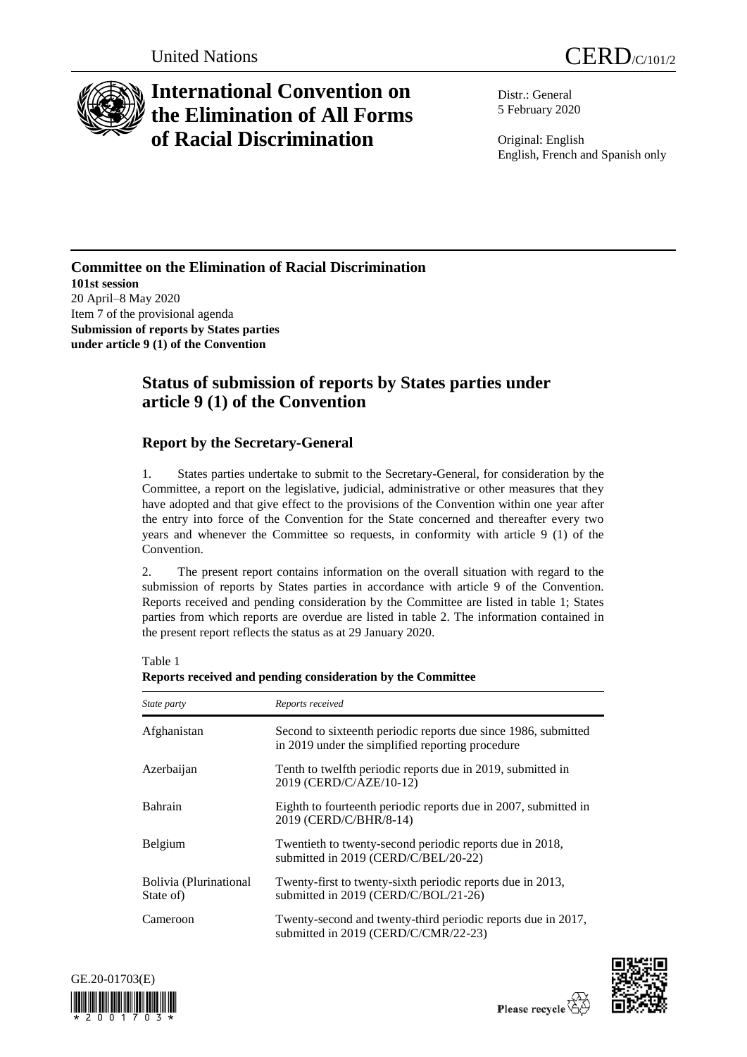United Nations CERD/C/101/2

# International Convention on the Elimination of All Forms of Racial Discrimination

Distr.: General
5 February 2020

Original: English
English, French and Spanish only

**Committee on the Elimination of Racial Discrimination**
**101st session**
20 April–8 May 2020
Item 7 of the provisional agenda
**Submission of reports by States parties under article 9 (1) of the Convention**

## Status of submission of reports by States parties under article 9 (1) of the Convention

### Report by the Secretary-General

1. States parties undertake to submit to the Secretary-General, for consideration by the Committee, a report on the legislative, judicial, administrative or other measures that they have adopted and that give effect to the provisions of the Convention within one year after the entry into force of the Convention for the State concerned and thereafter every two years and whenever the Committee so requests, in conformity with article 9 (1) of the Convention.

2. The present report contains information on the overall situation with regard to the submission of reports by States parties in accordance with article 9 of the Convention. Reports received and pending consideration by the Committee are listed in table 1; States parties from which reports are overdue are listed in table 2. The information contained in the present report reflects the status as at 29 January 2020.

Table 1
**Reports received and pending consideration by the Committee**

| *State party* | *Reports received* |
|---|---|
| Afghanistan | Second to sixteenth periodic reports due since 1986, submitted in 2019 under the simplified reporting procedure |
| Azerbaijan | Tenth to twelfth periodic reports due in 2019, submitted in 2019 (CERD/C/AZE/10-12) |
| Bahrain | Eighth to fourteenth periodic reports due in 2007, submitted in 2019 (CERD/C/BHR/8-14) |
| Belgium | Twentieth to twenty-second periodic reports due in 2018, submitted in 2019 (CERD/C/BEL/20-22) |
| Bolivia (Plurinational State of) | Twenty-first to twenty-sixth periodic reports due in 2013, submitted in 2019 (CERD/C/BOL/21-26) |
| Cameroon | Twenty-second and twenty-third periodic reports due in 2017, submitted in 2019 (CERD/C/CMR/22-23) |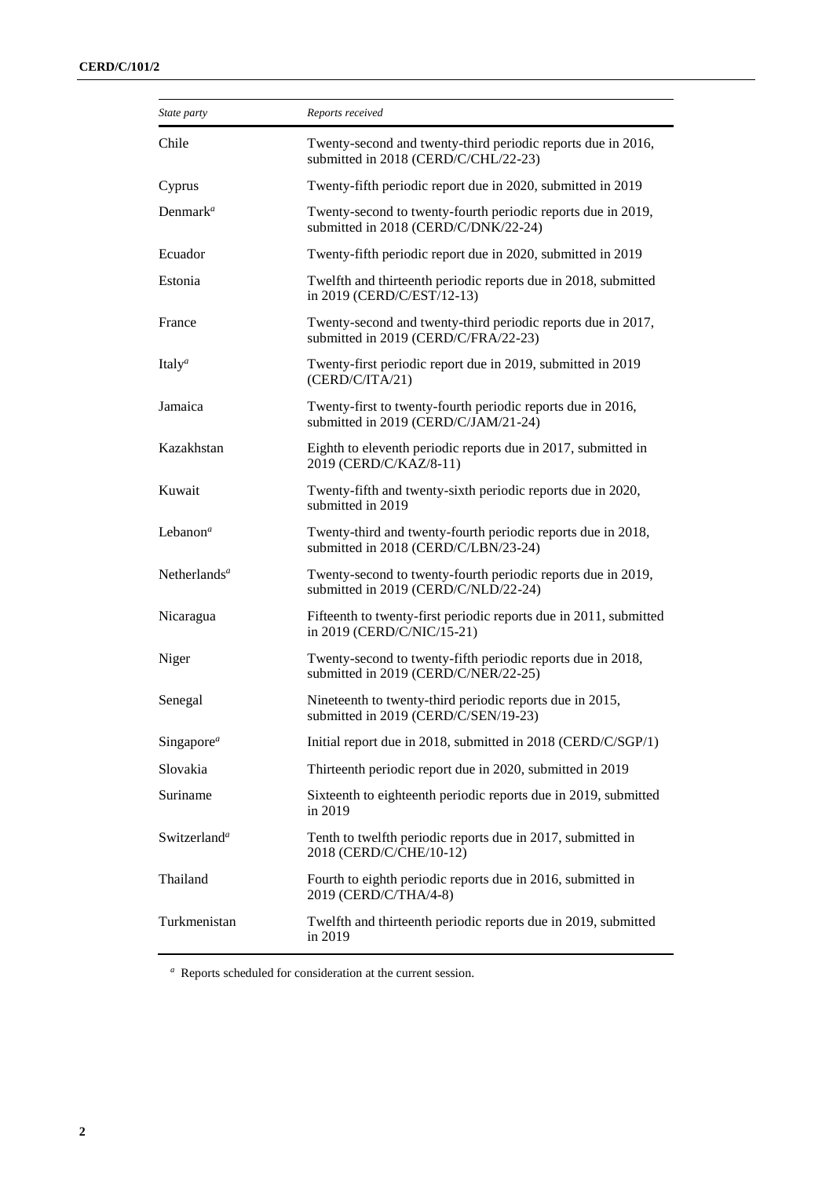| *State party* | *Reports received* |
| --- | --- |
| Chile | Twenty-second and twenty-third periodic reports due in 2016, submitted in 2018 (CERD/C/CHL/22-23) |
| Cyprus | Twenty-fifth periodic report due in 2020, submitted in 2019 |
| Denmark[a] | Twenty-second to twenty-fourth periodic reports due in 2019, submitted in 2018 (CERD/C/DNK/22-24) |
| Ecuador | Twenty-fifth periodic report due in 2020, submitted in 2019 |
| Estonia | Twelfth and thirteenth periodic reports due in 2018, submitted in 2019 (CERD/C/EST/12-13) |
| France | Twenty-second and twenty-third periodic reports due in 2017, submitted in 2019 (CERD/C/FRA/22-23) |
| Italy[a] | Twenty-first periodic report due in 2019, submitted in 2019 (CERD/C/ITA/21) |
| Jamaica | Twenty-first to twenty-fourth periodic reports due in 2016, submitted in 2019 (CERD/C/JAM/21-24) |
| Kazakhstan | Eighth to eleventh periodic reports due in 2017, submitted in 2019 (CERD/C/KAZ/8-11) |
| Kuwait | Twenty-fifth and twenty-sixth periodic reports due in 2020, submitted in 2019 |
| Lebanon[a] | Twenty-third and twenty-fourth periodic reports due in 2018, submitted in 2018 (CERD/C/LBN/23-24) |
| Netherlands[a] | Twenty-second to twenty-fourth periodic reports due in 2019, submitted in 2019 (CERD/C/NLD/22-24) |
| Nicaragua | Fifteenth to twenty-first periodic reports due in 2011, submitted in 2019 (CERD/C/NIC/15-21) |
| Niger | Twenty-second to twenty-fifth periodic reports due in 2018, submitted in 2019 (CERD/C/NER/22-25) |
| Senegal | Nineteenth to twenty-third periodic reports due in 2015, submitted in 2019 (CERD/C/SEN/19-23) |
| Singapore[a] | Initial report due in 2018, submitted in 2018 (CERD/C/SGP/1) |
| Slovakia | Thirteenth periodic report due in 2020, submitted in 2019 |
| Suriname | Sixteenth to eighteenth periodic reports due in 2019, submitted in 2019 |
| Switzerland[a] | Tenth to twelfth periodic reports due in 2017, submitted in 2018 (CERD/C/CHE/10-12) |
| Thailand | Fourth to eighth periodic reports due in 2016, submitted in 2019 (CERD/C/THA/4-8) |
| Turkmenistan | Twelfth and thirteenth periodic reports due in 2019, submitted in 2019 |

[a] Reports scheduled for consideration at the current session.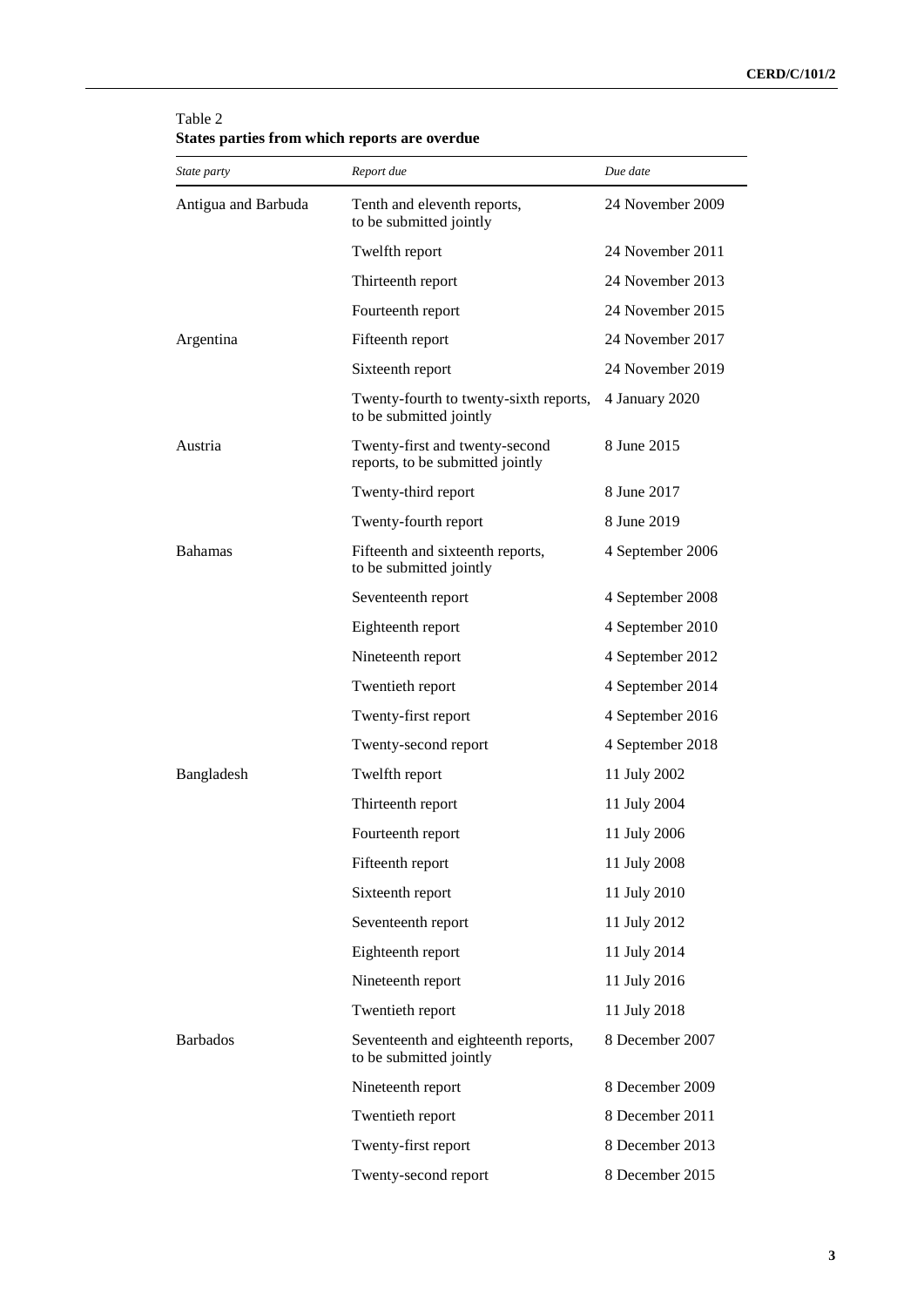Table 2
**States parties from which reports are overdue**

| *State party* | *Report due* | *Due date* |
|---|---|---|
| Antigua and Barbuda | Tenth and eleventh reports, to be submitted jointly | 24 November 2009 |
| | Twelfth report | 24 November 2011 |
| | Thirteenth report | 24 November 2013 |
| | Fourteenth report | 24 November 2015 |
| Argentina | Fifteenth report | 24 November 2017 |
| | Sixteenth report | 24 November 2019 |
| | Twenty-fourth to twenty-sixth reports, to be submitted jointly | 4 January 2020 |
| Austria | Twenty-first and twenty-second reports, to be submitted jointly | 8 June 2015 |
| | Twenty-third report | 8 June 2017 |
| | Twenty-fourth report | 8 June 2019 |
| Bahamas | Fifteenth and sixteenth reports, to be submitted jointly | 4 September 2006 |
| | Seventeenth report | 4 September 2008 |
| | Eighteenth report | 4 September 2010 |
| | Nineteenth report | 4 September 2012 |
| | Twentieth report | 4 September 2014 |
| | Twenty-first report | 4 September 2016 |
| | Twenty-second report | 4 September 2018 |
| Bangladesh | Twelfth report | 11 July 2002 |
| | Thirteenth report | 11 July 2004 |
| | Fourteenth report | 11 July 2006 |
| | Fifteenth report | 11 July 2008 |
| | Sixteenth report | 11 July 2010 |
| | Seventeenth report | 11 July 2012 |
| | Eighteenth report | 11 July 2014 |
| | Nineteenth report | 11 July 2016 |
| | Twentieth report | 11 July 2018 |
| Barbados | Seventeenth and eighteenth reports, to be submitted jointly | 8 December 2007 |
| | Nineteenth report | 8 December 2009 |
| | Twentieth report | 8 December 2011 |
| | Twenty-first report | 8 December 2013 |
| | Twenty-second report | 8 December 2015 |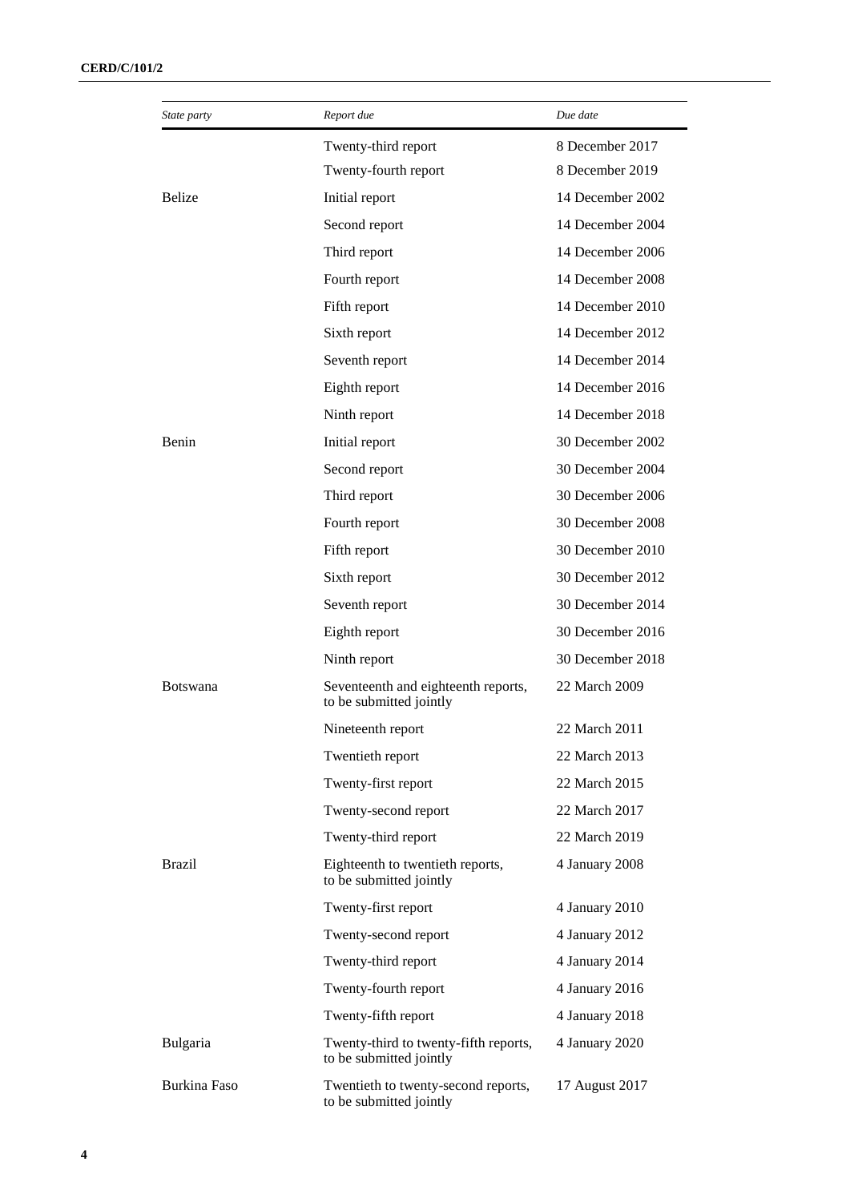| *State party* | *Report due* | *Due date* |
|---|---|---|
| | Twenty-third report | 8 December 2017 |
| | Twenty-fourth report | 8 December 2019 |
| Belize | Initial report | 14 December 2002 |
| | Second report | 14 December 2004 |
| | Third report | 14 December 2006 |
| | Fourth report | 14 December 2008 |
| | Fifth report | 14 December 2010 |
| | Sixth report | 14 December 2012 |
| | Seventh report | 14 December 2014 |
| | Eighth report | 14 December 2016 |
| | Ninth report | 14 December 2018 |
| Benin | Initial report | 30 December 2002 |
| | Second report | 30 December 2004 |
| | Third report | 30 December 2006 |
| | Fourth report | 30 December 2008 |
| | Fifth report | 30 December 2010 |
| | Sixth report | 30 December 2012 |
| | Seventh report | 30 December 2014 |
| | Eighth report | 30 December 2016 |
| | Ninth report | 30 December 2018 |
| Botswana | Seventeenth and eighteenth reports, to be submitted jointly | 22 March 2009 |
| | Nineteenth report | 22 March 2011 |
| | Twentieth report | 22 March 2013 |
| | Twenty-first report | 22 March 2015 |
| | Twenty-second report | 22 March 2017 |
| | Twenty-third report | 22 March 2019 |
| Brazil | Eighteenth to twentieth reports, to be submitted jointly | 4 January 2008 |
| | Twenty-first report | 4 January 2010 |
| | Twenty-second report | 4 January 2012 |
| | Twenty-third report | 4 January 2014 |
| | Twenty-fourth report | 4 January 2016 |
| | Twenty-fifth report | 4 January 2018 |
| Bulgaria | Twenty-third to twenty-fifth reports, to be submitted jointly | 4 January 2020 |
| Burkina Faso | Twentieth to twenty-second reports, to be submitted jointly | 17 August 2017 |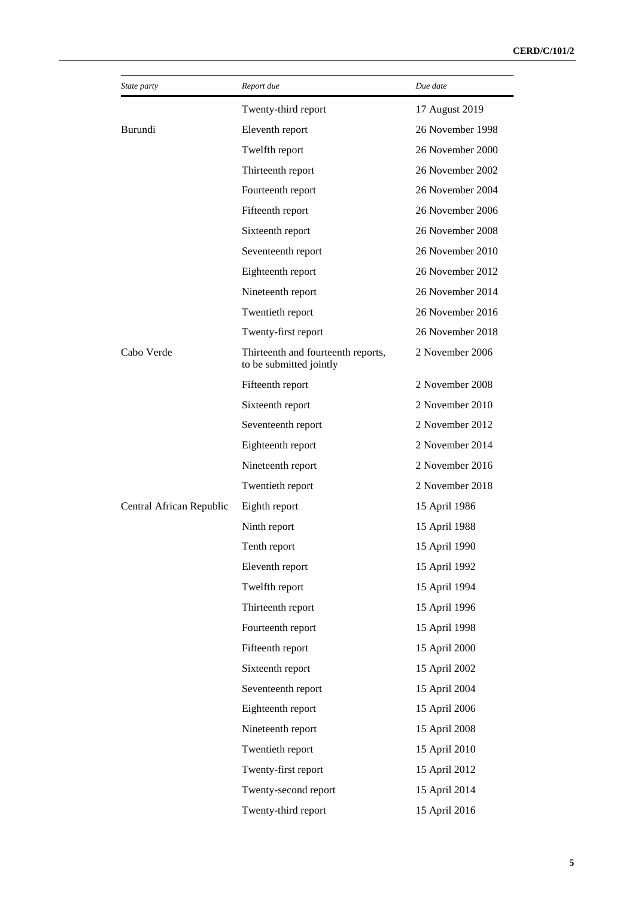| *State party* | *Report due* | *Due date* |
| --- | --- | --- |
| | Twenty-third report | 17 August 2019 |
| Burundi | Eleventh report | 26 November 1998 |
| | Twelfth report | 26 November 2000 |
| | Thirteenth report | 26 November 2002 |
| | Fourteenth report | 26 November 2004 |
| | Fifteenth report | 26 November 2006 |
| | Sixteenth report | 26 November 2008 |
| | Seventeenth report | 26 November 2010 |
| | Eighteenth report | 26 November 2012 |
| | Nineteenth report | 26 November 2014 |
| | Twentieth report | 26 November 2016 |
| | Twenty-first report | 26 November 2018 |
| Cabo Verde | Thirteenth and fourteenth reports, to be submitted jointly | 2 November 2006 |
| | Fifteenth report | 2 November 2008 |
| | Sixteenth report | 2 November 2010 |
| | Seventeenth report | 2 November 2012 |
| | Eighteenth report | 2 November 2014 |
| | Nineteenth report | 2 November 2016 |
| | Twentieth report | 2 November 2018 |
| Central African Republic | Eighth report | 15 April 1986 |
| | Ninth report | 15 April 1988 |
| | Tenth report | 15 April 1990 |
| | Eleventh report | 15 April 1992 |
| | Twelfth report | 15 April 1994 |
| | Thirteenth report | 15 April 1996 |
| | Fourteenth report | 15 April 1998 |
| | Fifteenth report | 15 April 2000 |
| | Sixteenth report | 15 April 2002 |
| | Seventeenth report | 15 April 2004 |
| | Eighteenth report | 15 April 2006 |
| | Nineteenth report | 15 April 2008 |
| | Twentieth report | 15 April 2010 |
| | Twenty-first report | 15 April 2012 |
| | Twenty-second report | 15 April 2014 |
| | Twenty-third report | 15 April 2016 |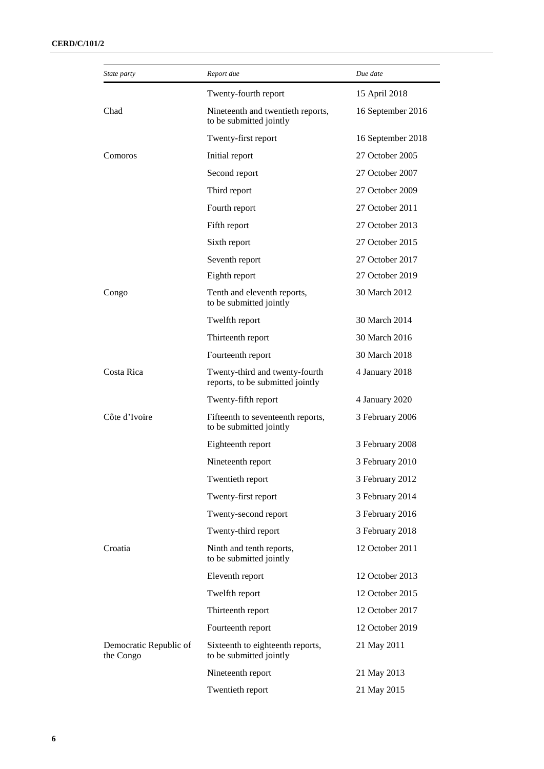| *State party* | *Report due* | *Due date* |
|---|---|---|
| | Twenty-fourth report | 15 April 2018 |
| Chad | Nineteenth and twentieth reports, to be submitted jointly | 16 September 2016 |
| | Twenty-first report | 16 September 2018 |
| Comoros | Initial report | 27 October 2005 |
| | Second report | 27 October 2007 |
| | Third report | 27 October 2009 |
| | Fourth report | 27 October 2011 |
| | Fifth report | 27 October 2013 |
| | Sixth report | 27 October 2015 |
| | Seventh report | 27 October 2017 |
| | Eighth report | 27 October 2019 |
| Congo | Tenth and eleventh reports, to be submitted jointly | 30 March 2012 |
| | Twelfth report | 30 March 2014 |
| | Thirteenth report | 30 March 2016 |
| | Fourteenth report | 30 March 2018 |
| Costa Rica | Twenty-third and twenty-fourth reports, to be submitted jointly | 4 January 2018 |
| | Twenty-fifth report | 4 January 2020 |
| Côte d'Ivoire | Fifteenth to seventeenth reports, to be submitted jointly | 3 February 2006 |
| | Eighteenth report | 3 February 2008 |
| | Nineteenth report | 3 February 2010 |
| | Twentieth report | 3 February 2012 |
| | Twenty-first report | 3 February 2014 |
| | Twenty-second report | 3 February 2016 |
| | Twenty-third report | 3 February 2018 |
| Croatia | Ninth and tenth reports, to be submitted jointly | 12 October 2011 |
| | Eleventh report | 12 October 2013 |
| | Twelfth report | 12 October 2015 |
| | Thirteenth report | 12 October 2017 |
| | Fourteenth report | 12 October 2019 |
| Democratic Republic of the Congo | Sixteenth to eighteenth reports, to be submitted jointly | 21 May 2011 |
| | Nineteenth report | 21 May 2013 |
| | Twentieth report | 21 May 2015 |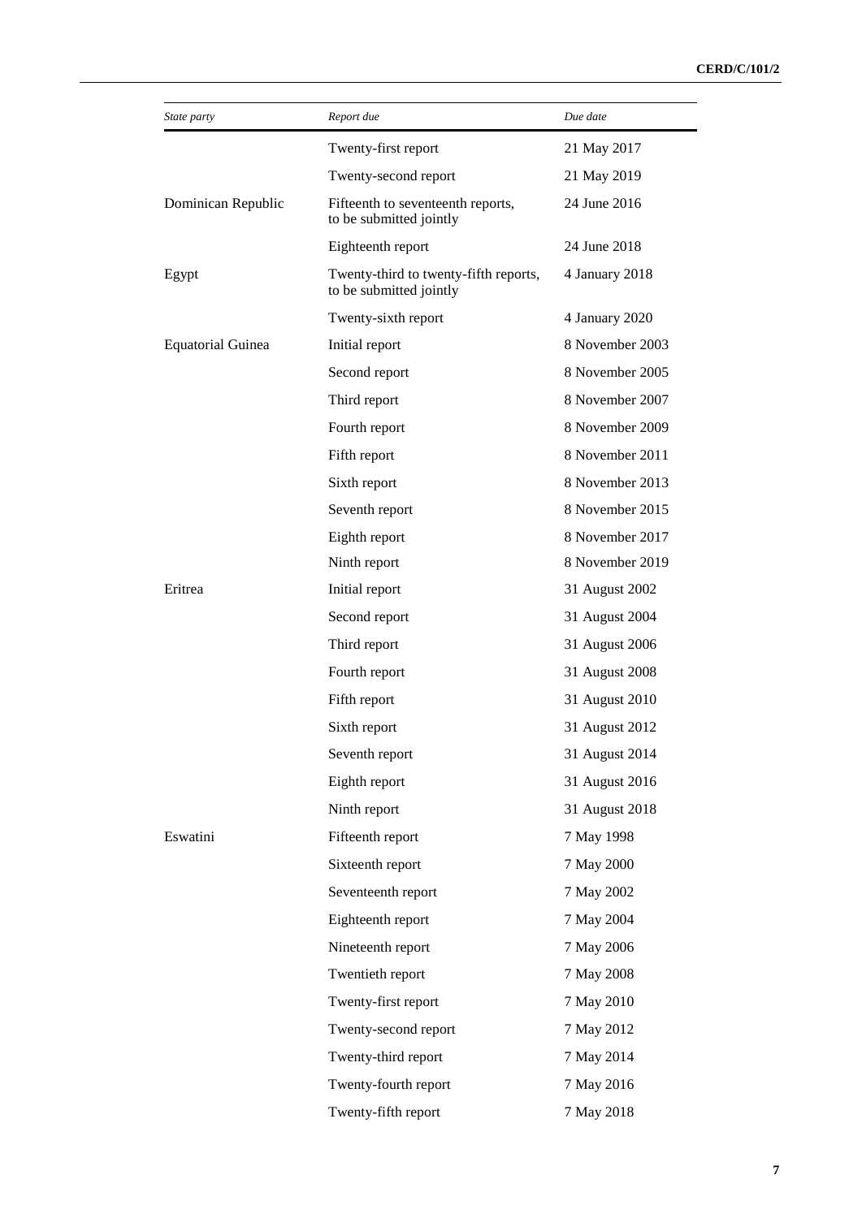| *State party* | *Report due* | *Due date* |
| --- | --- | --- |
| | Twenty-first report | 21 May 2017 |
| | Twenty-second report | 21 May 2019 |
| Dominican Republic | Fifteenth to seventeenth reports, to be submitted jointly | 24 June 2016 |
| | Eighteenth report | 24 June 2018 |
| Egypt | Twenty-third to twenty-fifth reports, to be submitted jointly | 4 January 2018 |
| | Twenty-sixth report | 4 January 2020 |
| Equatorial Guinea | Initial report | 8 November 2003 |
| | Second report | 8 November 2005 |
| | Third report | 8 November 2007 |
| | Fourth report | 8 November 2009 |
| | Fifth report | 8 November 2011 |
| | Sixth report | 8 November 2013 |
| | Seventh report | 8 November 2015 |
| | Eighth report | 8 November 2017 |
| | Ninth report | 8 November 2019 |
| Eritrea | Initial report | 31 August 2002 |
| | Second report | 31 August 2004 |
| | Third report | 31 August 2006 |
| | Fourth report | 31 August 2008 |
| | Fifth report | 31 August 2010 |
| | Sixth report | 31 August 2012 |
| | Seventh report | 31 August 2014 |
| | Eighth report | 31 August 2016 |
| | Ninth report | 31 August 2018 |
| Eswatini | Fifteenth report | 7 May 1998 |
| | Sixteenth report | 7 May 2000 |
| | Seventeenth report | 7 May 2002 |
| | Eighteenth report | 7 May 2004 |
| | Nineteenth report | 7 May 2006 |
| | Twentieth report | 7 May 2008 |
| | Twenty-first report | 7 May 2010 |
| | Twenty-second report | 7 May 2012 |
| | Twenty-third report | 7 May 2014 |
| | Twenty-fourth report | 7 May 2016 |
| | Twenty-fifth report | 7 May 2018 |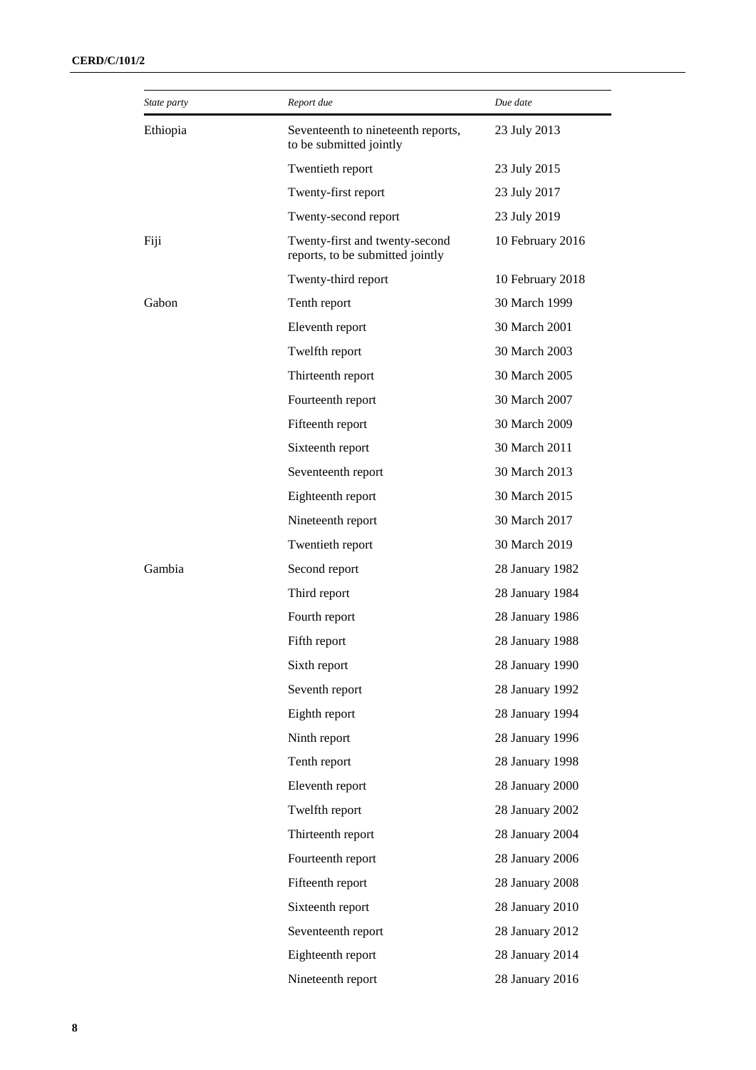| *State party* | *Report due* | *Due date* |
|---|---|---|
| Ethiopia | Seventeenth to nineteenth reports, to be submitted jointly | 23 July 2013 |
| | Twentieth report | 23 July 2015 |
| | Twenty-first report | 23 July 2017 |
| | Twenty-second report | 23 July 2019 |
| Fiji | Twenty-first and twenty-second reports, to be submitted jointly | 10 February 2016 |
| | Twenty-third report | 10 February 2018 |
| Gabon | Tenth report | 30 March 1999 |
| | Eleventh report | 30 March 2001 |
| | Twelfth report | 30 March 2003 |
| | Thirteenth report | 30 March 2005 |
| | Fourteenth report | 30 March 2007 |
| | Fifteenth report | 30 March 2009 |
| | Sixteenth report | 30 March 2011 |
| | Seventeenth report | 30 March 2013 |
| | Eighteenth report | 30 March 2015 |
| | Nineteenth report | 30 March 2017 |
| | Twentieth report | 30 March 2019 |
| Gambia | Second report | 28 January 1982 |
| | Third report | 28 January 1984 |
| | Fourth report | 28 January 1986 |
| | Fifth report | 28 January 1988 |
| | Sixth report | 28 January 1990 |
| | Seventh report | 28 January 1992 |
| | Eighth report | 28 January 1994 |
| | Ninth report | 28 January 1996 |
| | Tenth report | 28 January 1998 |
| | Eleventh report | 28 January 2000 |
| | Twelfth report | 28 January 2002 |
| | Thirteenth report | 28 January 2004 |
| | Fourteenth report | 28 January 2006 |
| | Fifteenth report | 28 January 2008 |
| | Sixteenth report | 28 January 2010 |
| | Seventeenth report | 28 January 2012 |
| | Eighteenth report | 28 January 2014 |
| | Nineteenth report | 28 January 2016 |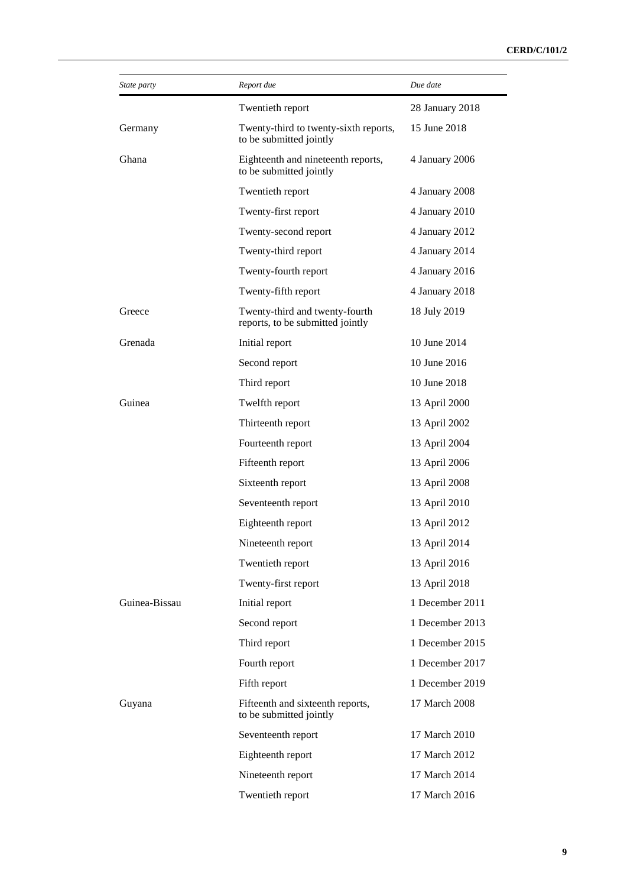| State party | Report due | Due date |
|---|---|---|
| | Twentieth report | 28 January 2018 |
| Germany | Twenty-third to twenty-sixth reports, to be submitted jointly | 15 June 2018 |
| Ghana | Eighteenth and nineteenth reports, to be submitted jointly | 4 January 2006 |
| | Twentieth report | 4 January 2008 |
| | Twenty-first report | 4 January 2010 |
| | Twenty-second report | 4 January 2012 |
| | Twenty-third report | 4 January 2014 |
| | Twenty-fourth report | 4 January 2016 |
| | Twenty-fifth report | 4 January 2018 |
| Greece | Twenty-third and twenty-fourth reports, to be submitted jointly | 18 July 2019 |
| Grenada | Initial report | 10 June 2014 |
| | Second report | 10 June 2016 |
| | Third report | 10 June 2018 |
| Guinea | Twelfth report | 13 April 2000 |
| | Thirteenth report | 13 April 2002 |
| | Fourteenth report | 13 April 2004 |
| | Fifteenth report | 13 April 2006 |
| | Sixteenth report | 13 April 2008 |
| | Seventeenth report | 13 April 2010 |
| | Eighteenth report | 13 April 2012 |
| | Nineteenth report | 13 April 2014 |
| | Twentieth report | 13 April 2016 |
| | Twenty-first report | 13 April 2018 |
| Guinea-Bissau | Initial report | 1 December 2011 |
| | Second report | 1 December 2013 |
| | Third report | 1 December 2015 |
| | Fourth report | 1 December 2017 |
| | Fifth report | 1 December 2019 |
| Guyana | Fifteenth and sixteenth reports, to be submitted jointly | 17 March 2008 |
| | Seventeenth report | 17 March 2010 |
| | Eighteenth report | 17 March 2012 |
| | Nineteenth report | 17 March 2014 |
| | Twentieth report | 17 March 2016 |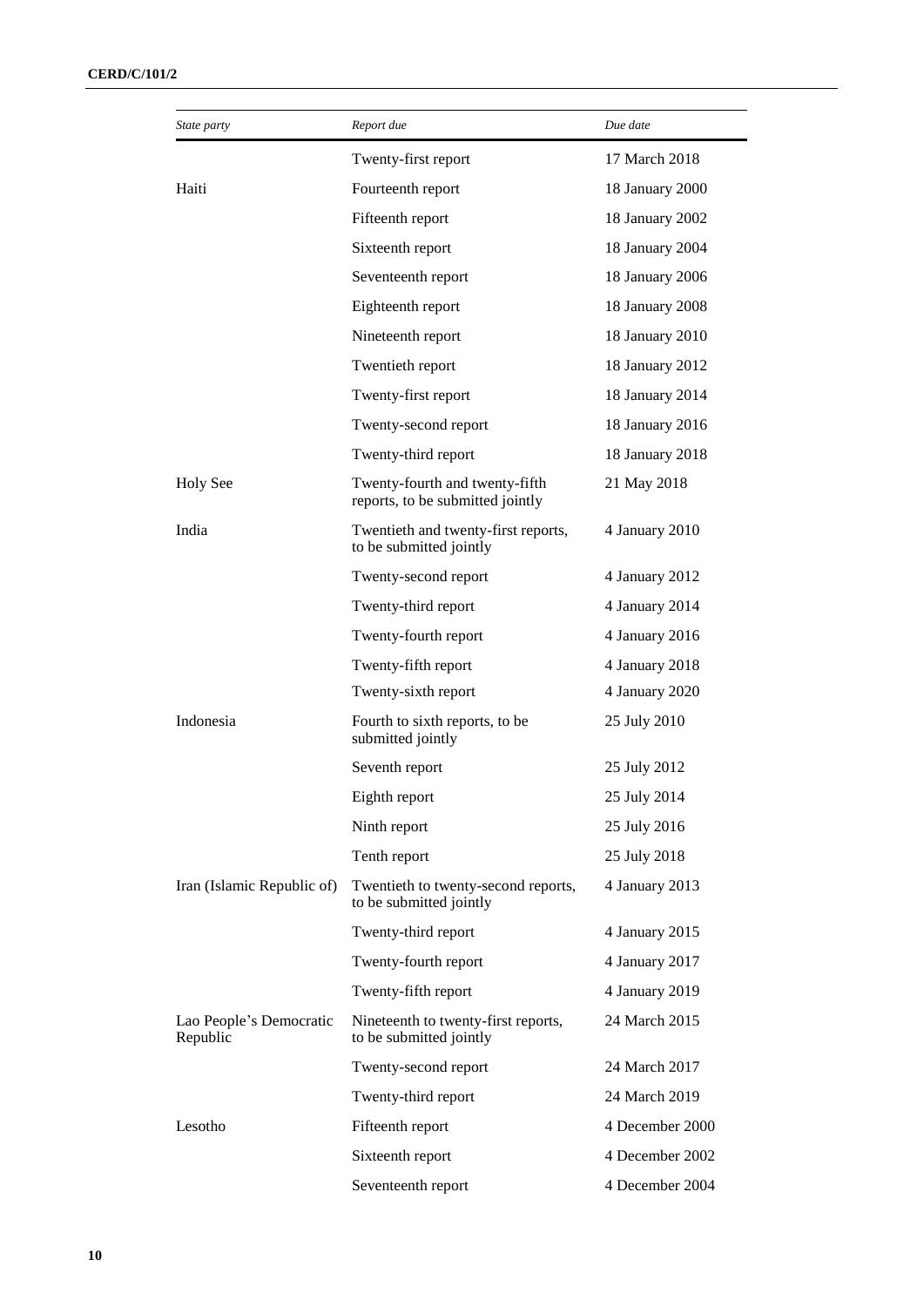| State party | Report due | Due date |
| --- | --- | --- |
| | Twenty-first report | 17 March 2018 |
| Haiti | Fourteenth report | 18 January 2000 |
| | Fifteenth report | 18 January 2002 |
| | Sixteenth report | 18 January 2004 |
| | Seventeenth report | 18 January 2006 |
| | Eighteenth report | 18 January 2008 |
| | Nineteenth report | 18 January 2010 |
| | Twentieth report | 18 January 2012 |
| | Twenty-first report | 18 January 2014 |
| | Twenty-second report | 18 January 2016 |
| | Twenty-third report | 18 January 2018 |
| Holy See | Twenty-fourth and twenty-fifth reports, to be submitted jointly | 21 May 2018 |
| India | Twentieth and twenty-first reports, to be submitted jointly | 4 January 2010 |
| | Twenty-second report | 4 January 2012 |
| | Twenty-third report | 4 January 2014 |
| | Twenty-fourth report | 4 January 2016 |
| | Twenty-fifth report | 4 January 2018 |
| | Twenty-sixth report | 4 January 2020 |
| Indonesia | Fourth to sixth reports, to be submitted jointly | 25 July 2010 |
| | Seventh report | 25 July 2012 |
| | Eighth report | 25 July 2014 |
| | Ninth report | 25 July 2016 |
| | Tenth report | 25 July 2018 |
| Iran (Islamic Republic of) | Twentieth to twenty-second reports, to be submitted jointly | 4 January 2013 |
| | Twenty-third report | 4 January 2015 |
| | Twenty-fourth report | 4 January 2017 |
| | Twenty-fifth report | 4 January 2019 |
| Lao People's Democratic Republic | Nineteenth to twenty-first reports, to be submitted jointly | 24 March 2015 |
| | Twenty-second report | 24 March 2017 |
| | Twenty-third report | 24 March 2019 |
| Lesotho | Fifteenth report | 4 December 2000 |
| | Sixteenth report | 4 December 2002 |
| | Seventeenth report | 4 December 2004 |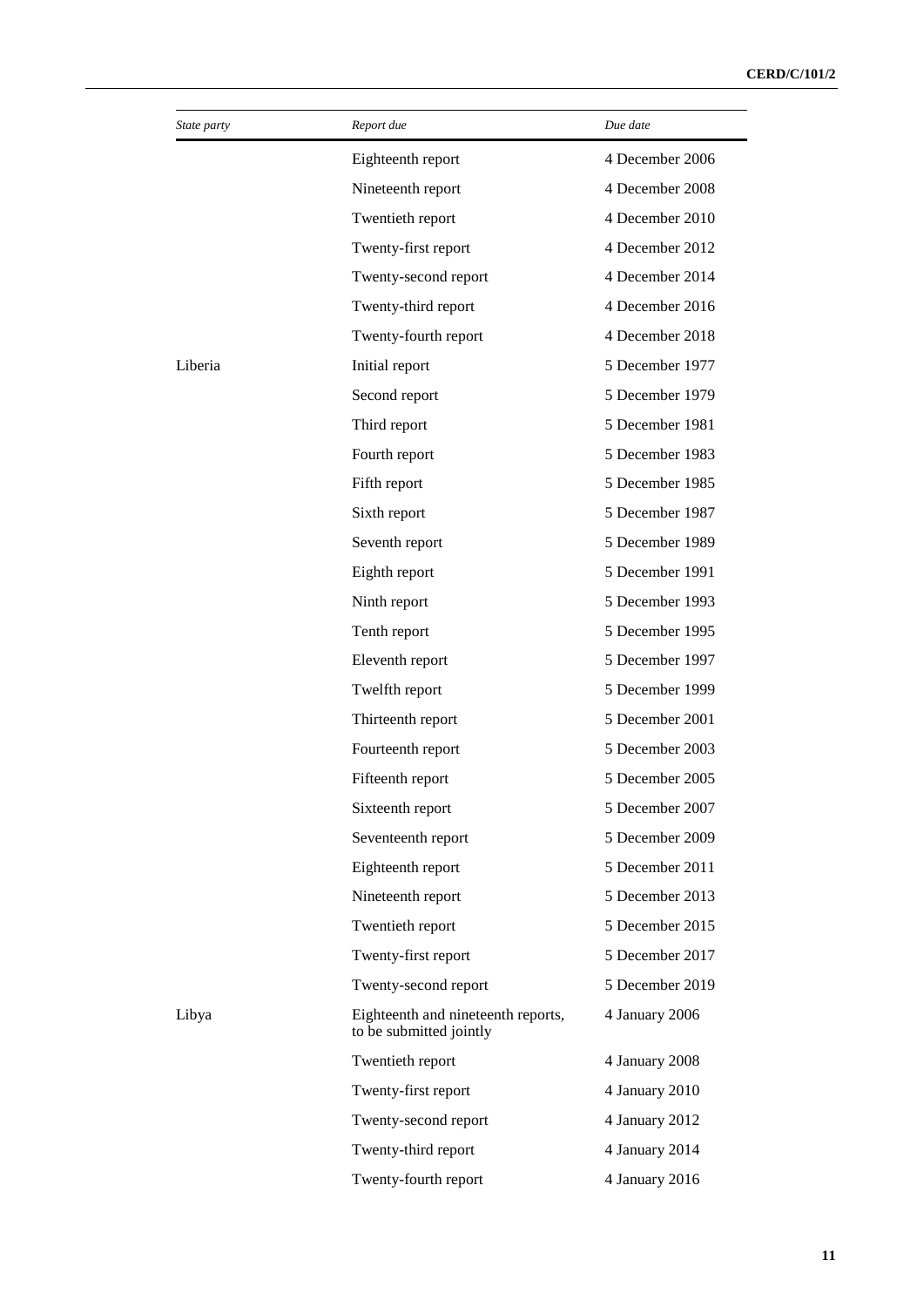| *State party* | *Report due* | *Due date* |
|---|---|---|
| | Eighteenth report | 4 December 2006 |
| | Nineteenth report | 4 December 2008 |
| | Twentieth report | 4 December 2010 |
| | Twenty-first report | 4 December 2012 |
| | Twenty-second report | 4 December 2014 |
| | Twenty-third report | 4 December 2016 |
| | Twenty-fourth report | 4 December 2018 |
| Liberia | Initial report | 5 December 1977 |
| | Second report | 5 December 1979 |
| | Third report | 5 December 1981 |
| | Fourth report | 5 December 1983 |
| | Fifth report | 5 December 1985 |
| | Sixth report | 5 December 1987 |
| | Seventh report | 5 December 1989 |
| | Eighth report | 5 December 1991 |
| | Ninth report | 5 December 1993 |
| | Tenth report | 5 December 1995 |
| | Eleventh report | 5 December 1997 |
| | Twelfth report | 5 December 1999 |
| | Thirteenth report | 5 December 2001 |
| | Fourteenth report | 5 December 2003 |
| | Fifteenth report | 5 December 2005 |
| | Sixteenth report | 5 December 2007 |
| | Seventeenth report | 5 December 2009 |
| | Eighteenth report | 5 December 2011 |
| | Nineteenth report | 5 December 2013 |
| | Twentieth report | 5 December 2015 |
| | Twenty-first report | 5 December 2017 |
| | Twenty-second report | 5 December 2019 |
| Libya | Eighteenth and nineteenth reports, to be submitted jointly | 4 January 2006 |
| | Twentieth report | 4 January 2008 |
| | Twenty-first report | 4 January 2010 |
| | Twenty-second report | 4 January 2012 |
| | Twenty-third report | 4 January 2014 |
| | Twenty-fourth report | 4 January 2016 |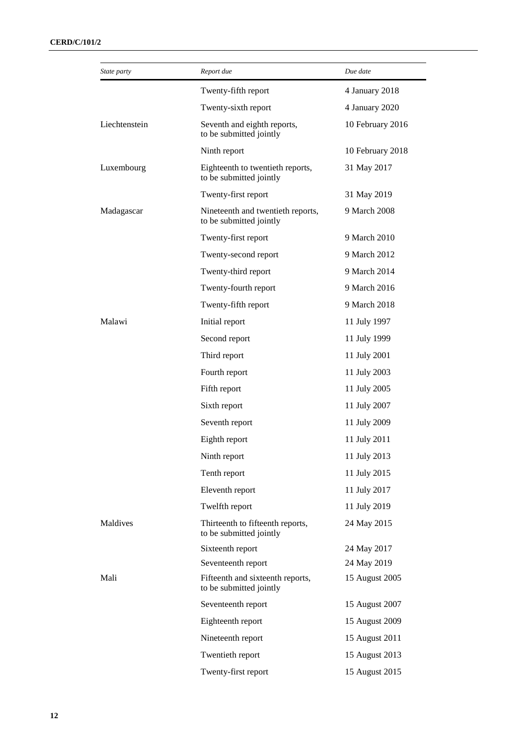| State party | Report due | Due date |
| --- | --- | --- |
| | Twenty-fifth report | 4 January 2018 |
| | Twenty-sixth report | 4 January 2020 |
| Liechtenstein | Seventh and eighth reports, to be submitted jointly | 10 February 2016 |
| | Ninth report | 10 February 2018 |
| Luxembourg | Eighteenth to twentieth reports, to be submitted jointly | 31 May 2017 |
| | Twenty-first report | 31 May 2019 |
| Madagascar | Nineteenth and twentieth reports, to be submitted jointly | 9 March 2008 |
| | Twenty-first report | 9 March 2010 |
| | Twenty-second report | 9 March 2012 |
| | Twenty-third report | 9 March 2014 |
| | Twenty-fourth report | 9 March 2016 |
| | Twenty-fifth report | 9 March 2018 |
| Malawi | Initial report | 11 July 1997 |
| | Second report | 11 July 1999 |
| | Third report | 11 July 2001 |
| | Fourth report | 11 July 2003 |
| | Fifth report | 11 July 2005 |
| | Sixth report | 11 July 2007 |
| | Seventh report | 11 July 2009 |
| | Eighth report | 11 July 2011 |
| | Ninth report | 11 July 2013 |
| | Tenth report | 11 July 2015 |
| | Eleventh report | 11 July 2017 |
| | Twelfth report | 11 July 2019 |
| Maldives | Thirteenth to fifteenth reports, to be submitted jointly | 24 May 2015 |
| | Sixteenth report | 24 May 2017 |
| | Seventeenth report | 24 May 2019 |
| Mali | Fifteenth and sixteenth reports, to be submitted jointly | 15 August 2005 |
| | Seventeenth report | 15 August 2007 |
| | Eighteenth report | 15 August 2009 |
| | Nineteenth report | 15 August 2011 |
| | Twentieth report | 15 August 2013 |
| | Twenty-first report | 15 August 2015 |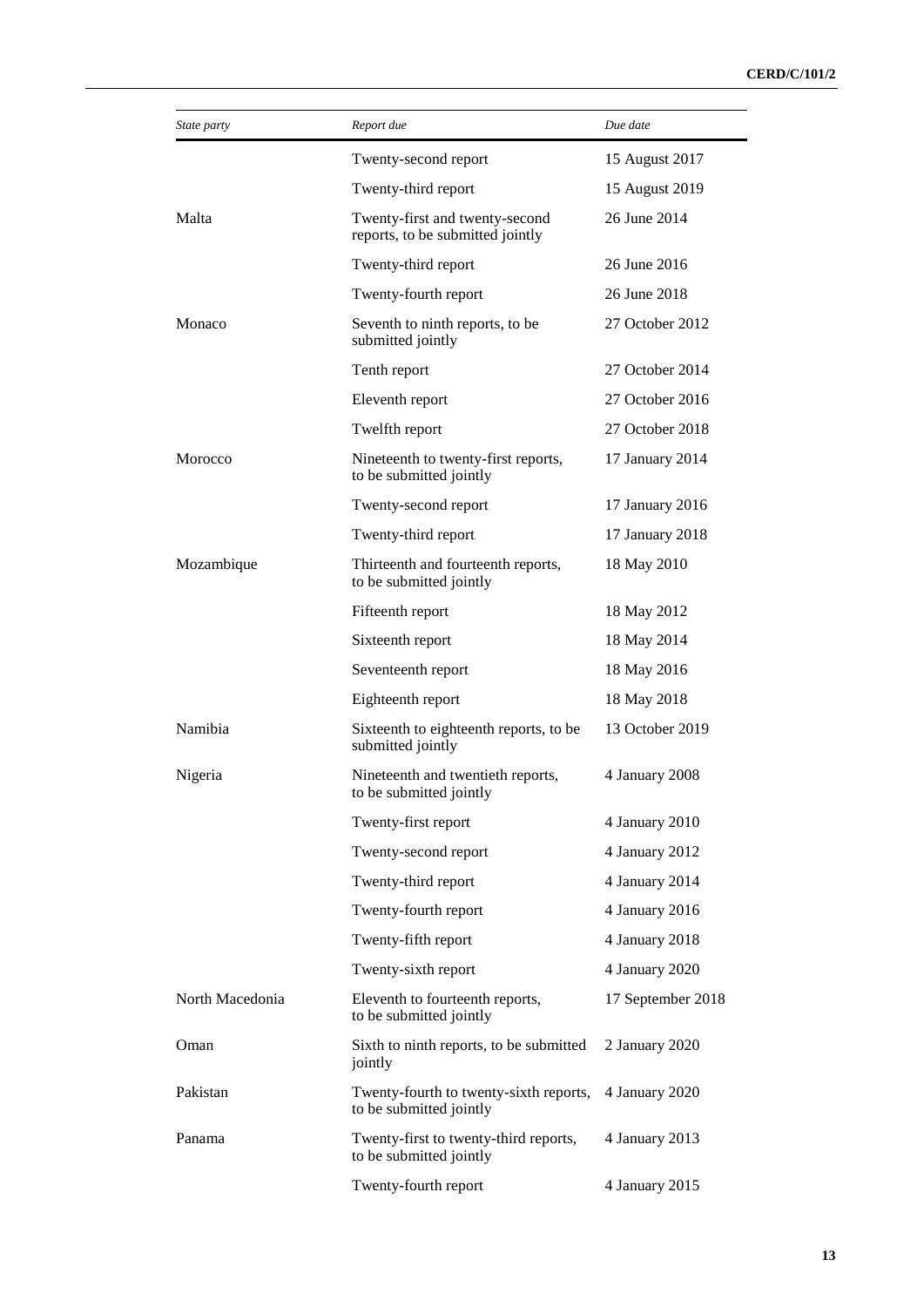| State party | Report due | Due date |
| --- | --- | --- |
| | Twenty-second report | 15 August 2017 |
| | Twenty-third report | 15 August 2019 |
| Malta | Twenty-first and twenty-second reports, to be submitted jointly | 26 June 2014 |
| | Twenty-third report | 26 June 2016 |
| | Twenty-fourth report | 26 June 2018 |
| Monaco | Seventh to ninth reports, to be submitted jointly | 27 October 2012 |
| | Tenth report | 27 October 2014 |
| | Eleventh report | 27 October 2016 |
| | Twelfth report | 27 October 2018 |
| Morocco | Nineteenth to twenty-first reports, to be submitted jointly | 17 January 2014 |
| | Twenty-second report | 17 January 2016 |
| | Twenty-third report | 17 January 2018 |
| Mozambique | Thirteenth and fourteenth reports, to be submitted jointly | 18 May 2010 |
| | Fifteenth report | 18 May 2012 |
| | Sixteenth report | 18 May 2014 |
| | Seventeenth report | 18 May 2016 |
| | Eighteenth report | 18 May 2018 |
| Namibia | Sixteenth to eighteenth reports, to be submitted jointly | 13 October 2019 |
| Nigeria | Nineteenth and twentieth reports, to be submitted jointly | 4 January 2008 |
| | Twenty-first report | 4 January 2010 |
| | Twenty-second report | 4 January 2012 |
| | Twenty-third report | 4 January 2014 |
| | Twenty-fourth report | 4 January 2016 |
| | Twenty-fifth report | 4 January 2018 |
| | Twenty-sixth report | 4 January 2020 |
| North Macedonia | Eleventh to fourteenth reports, to be submitted jointly | 17 September 2018 |
| Oman | Sixth to ninth reports, to be submitted jointly | 2 January 2020 |
| Pakistan | Twenty-fourth to twenty-sixth reports, to be submitted jointly | 4 January 2020 |
| Panama | Twenty-first to twenty-third reports, to be submitted jointly | 4 January 2013 |
| | Twenty-fourth report | 4 January 2015 |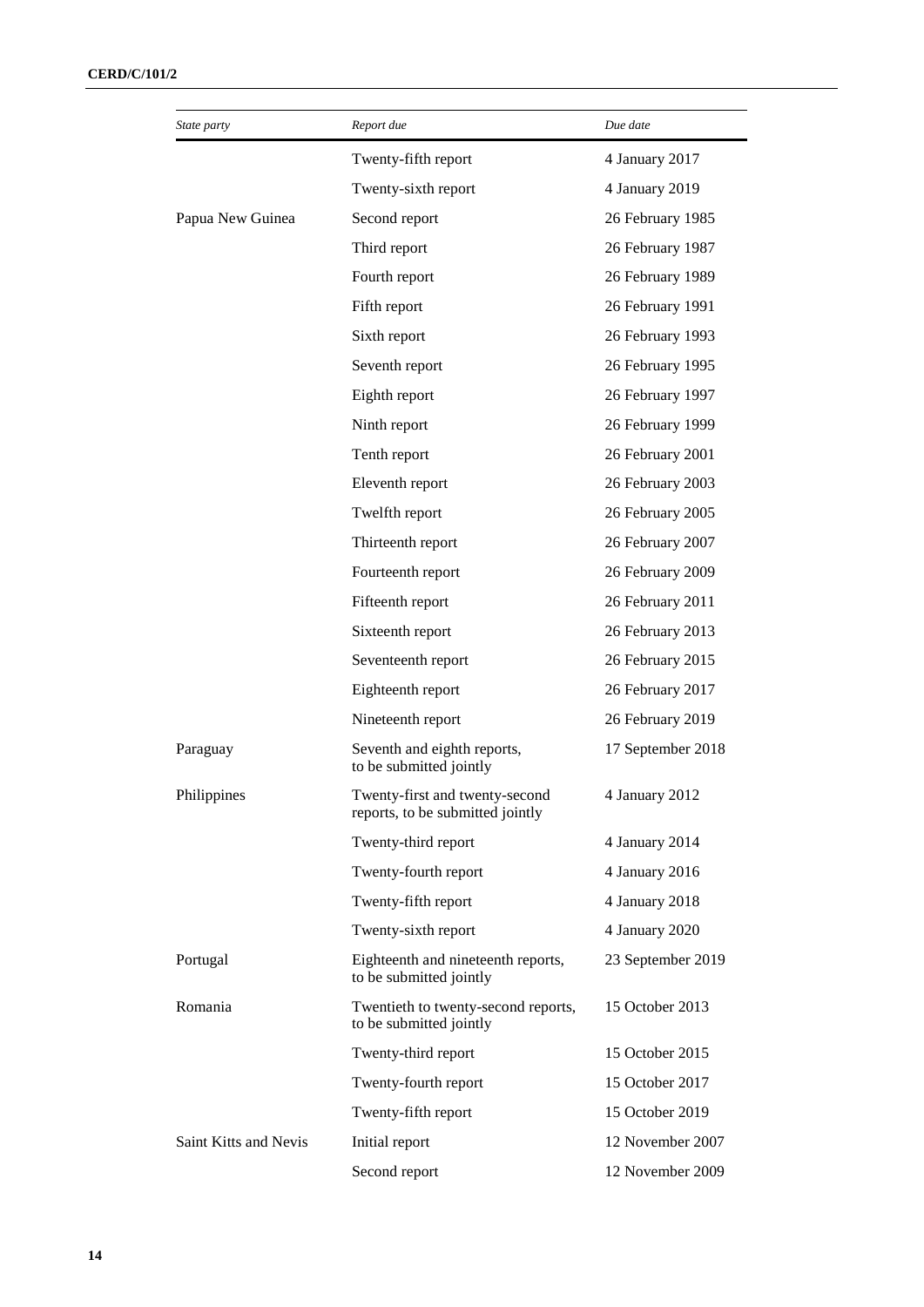| State party | Report due | Due date |
|---|---|---|
| | Twenty-fifth report | 4 January 2017 |
| | Twenty-sixth report | 4 January 2019 |
| Papua New Guinea | Second report | 26 February 1985 |
| | Third report | 26 February 1987 |
| | Fourth report | 26 February 1989 |
| | Fifth report | 26 February 1991 |
| | Sixth report | 26 February 1993 |
| | Seventh report | 26 February 1995 |
| | Eighth report | 26 February 1997 |
| | Ninth report | 26 February 1999 |
| | Tenth report | 26 February 2001 |
| | Eleventh report | 26 February 2003 |
| | Twelfth report | 26 February 2005 |
| | Thirteenth report | 26 February 2007 |
| | Fourteenth report | 26 February 2009 |
| | Fifteenth report | 26 February 2011 |
| | Sixteenth report | 26 February 2013 |
| | Seventeenth report | 26 February 2015 |
| | Eighteenth report | 26 February 2017 |
| | Nineteenth report | 26 February 2019 |
| Paraguay | Seventh and eighth reports, to be submitted jointly | 17 September 2018 |
| Philippines | Twenty-first and twenty-second reports, to be submitted jointly | 4 January 2012 |
| | Twenty-third report | 4 January 2014 |
| | Twenty-fourth report | 4 January 2016 |
| | Twenty-fifth report | 4 January 2018 |
| | Twenty-sixth report | 4 January 2020 |
| Portugal | Eighteenth and nineteenth reports, to be submitted jointly | 23 September 2019 |
| Romania | Twentieth to twenty-second reports, to be submitted jointly | 15 October 2013 |
| | Twenty-third report | 15 October 2015 |
| | Twenty-fourth report | 15 October 2017 |
| | Twenty-fifth report | 15 October 2019 |
| Saint Kitts and Nevis | Initial report | 12 November 2007 |
| | Second report | 12 November 2009 |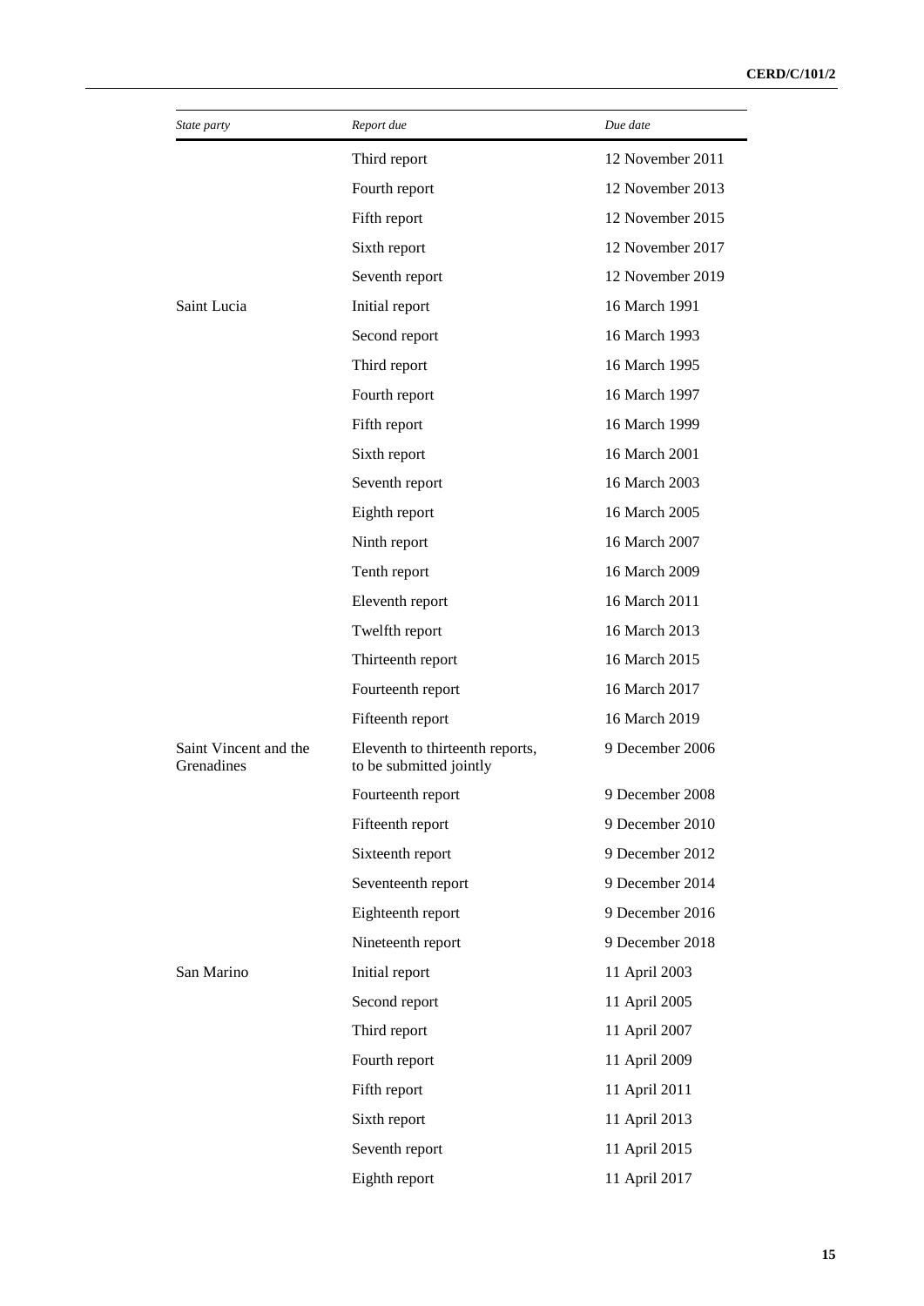| State party | Report due | Due date |
|---|---|---|
| | Third report | 12 November 2011 |
| | Fourth report | 12 November 2013 |
| | Fifth report | 12 November 2015 |
| | Sixth report | 12 November 2017 |
| | Seventh report | 12 November 2019 |
| Saint Lucia | Initial report | 16 March 1991 |
| | Second report | 16 March 1993 |
| | Third report | 16 March 1995 |
| | Fourth report | 16 March 1997 |
| | Fifth report | 16 March 1999 |
| | Sixth report | 16 March 2001 |
| | Seventh report | 16 March 2003 |
| | Eighth report | 16 March 2005 |
| | Ninth report | 16 March 2007 |
| | Tenth report | 16 March 2009 |
| | Eleventh report | 16 March 2011 |
| | Twelfth report | 16 March 2013 |
| | Thirteenth report | 16 March 2015 |
| | Fourteenth report | 16 March 2017 |
| | Fifteenth report | 16 March 2019 |
| Saint Vincent and the Grenadines | Eleventh to thirteenth reports, to be submitted jointly | 9 December 2006 |
| | Fourteenth report | 9 December 2008 |
| | Fifteenth report | 9 December 2010 |
| | Sixteenth report | 9 December 2012 |
| | Seventeenth report | 9 December 2014 |
| | Eighteenth report | 9 December 2016 |
| | Nineteenth report | 9 December 2018 |
| San Marino | Initial report | 11 April 2003 |
| | Second report | 11 April 2005 |
| | Third report | 11 April 2007 |
| | Fourth report | 11 April 2009 |
| | Fifth report | 11 April 2011 |
| | Sixth report | 11 April 2013 |
| | Seventh report | 11 April 2015 |
| | Eighth report | 11 April 2017 |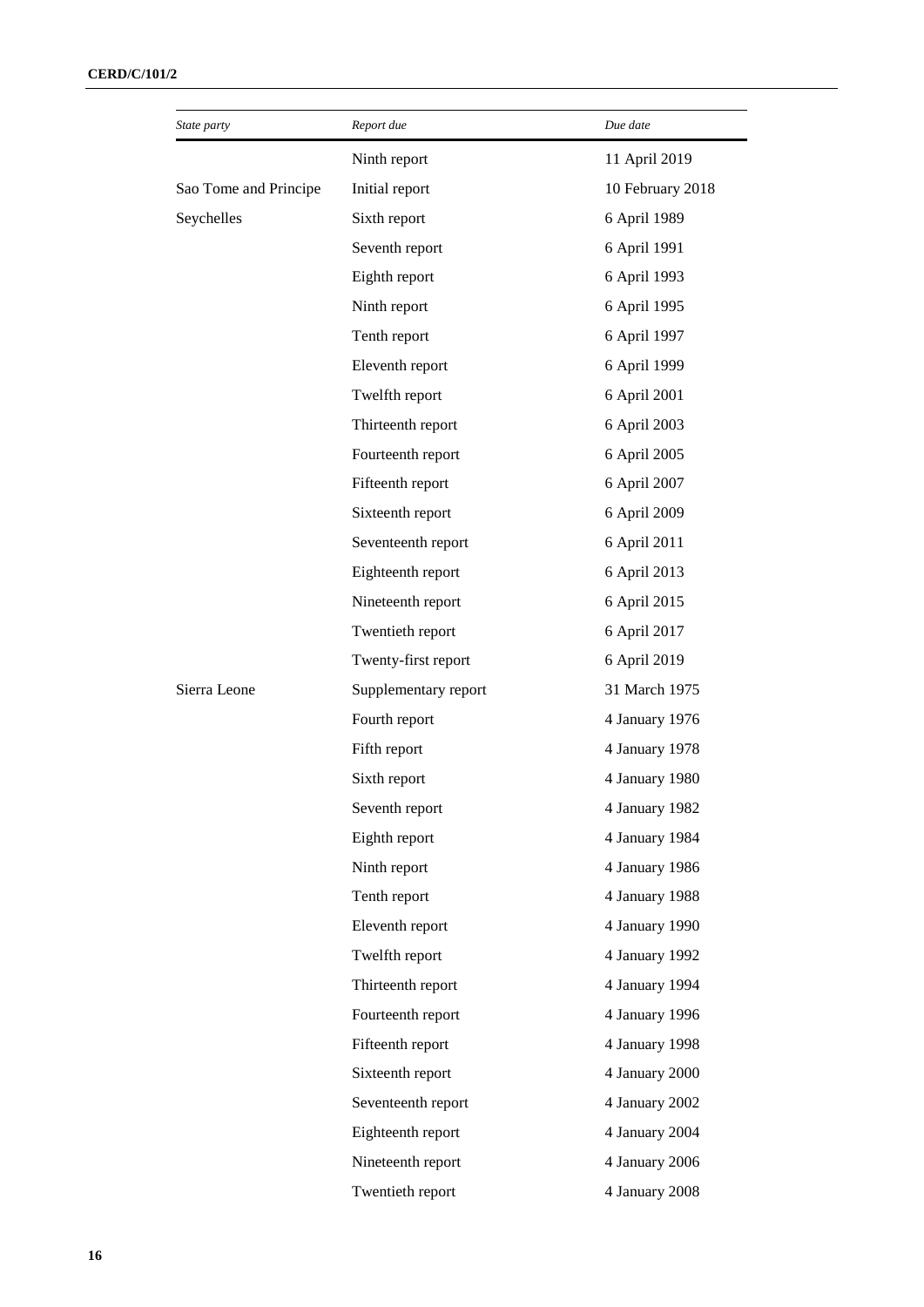| State party | Report due | Due date |
| --- | --- | --- |
| | Ninth report | 11 April 2019 |
| Sao Tome and Principe | Initial report | 10 February 2018 |
| Seychelles | Sixth report | 6 April 1989 |
| | Seventh report | 6 April 1991 |
| | Eighth report | 6 April 1993 |
| | Ninth report | 6 April 1995 |
| | Tenth report | 6 April 1997 |
| | Eleventh report | 6 April 1999 |
| | Twelfth report | 6 April 2001 |
| | Thirteenth report | 6 April 2003 |
| | Fourteenth report | 6 April 2005 |
| | Fifteenth report | 6 April 2007 |
| | Sixteenth report | 6 April 2009 |
| | Seventeenth report | 6 April 2011 |
| | Eighteenth report | 6 April 2013 |
| | Nineteenth report | 6 April 2015 |
| | Twentieth report | 6 April 2017 |
| | Twenty-first report | 6 April 2019 |
| Sierra Leone | Supplementary report | 31 March 1975 |
| | Fourth report | 4 January 1976 |
| | Fifth report | 4 January 1978 |
| | Sixth report | 4 January 1980 |
| | Seventh report | 4 January 1982 |
| | Eighth report | 4 January 1984 |
| | Ninth report | 4 January 1986 |
| | Tenth report | 4 January 1988 |
| | Eleventh report | 4 January 1990 |
| | Twelfth report | 4 January 1992 |
| | Thirteenth report | 4 January 1994 |
| | Fourteenth report | 4 January 1996 |
| | Fifteenth report | 4 January 1998 |
| | Sixteenth report | 4 January 2000 |
| | Seventeenth report | 4 January 2002 |
| | Eighteenth report | 4 January 2004 |
| | Nineteenth report | 4 January 2006 |
| | Twentieth report | 4 January 2008 |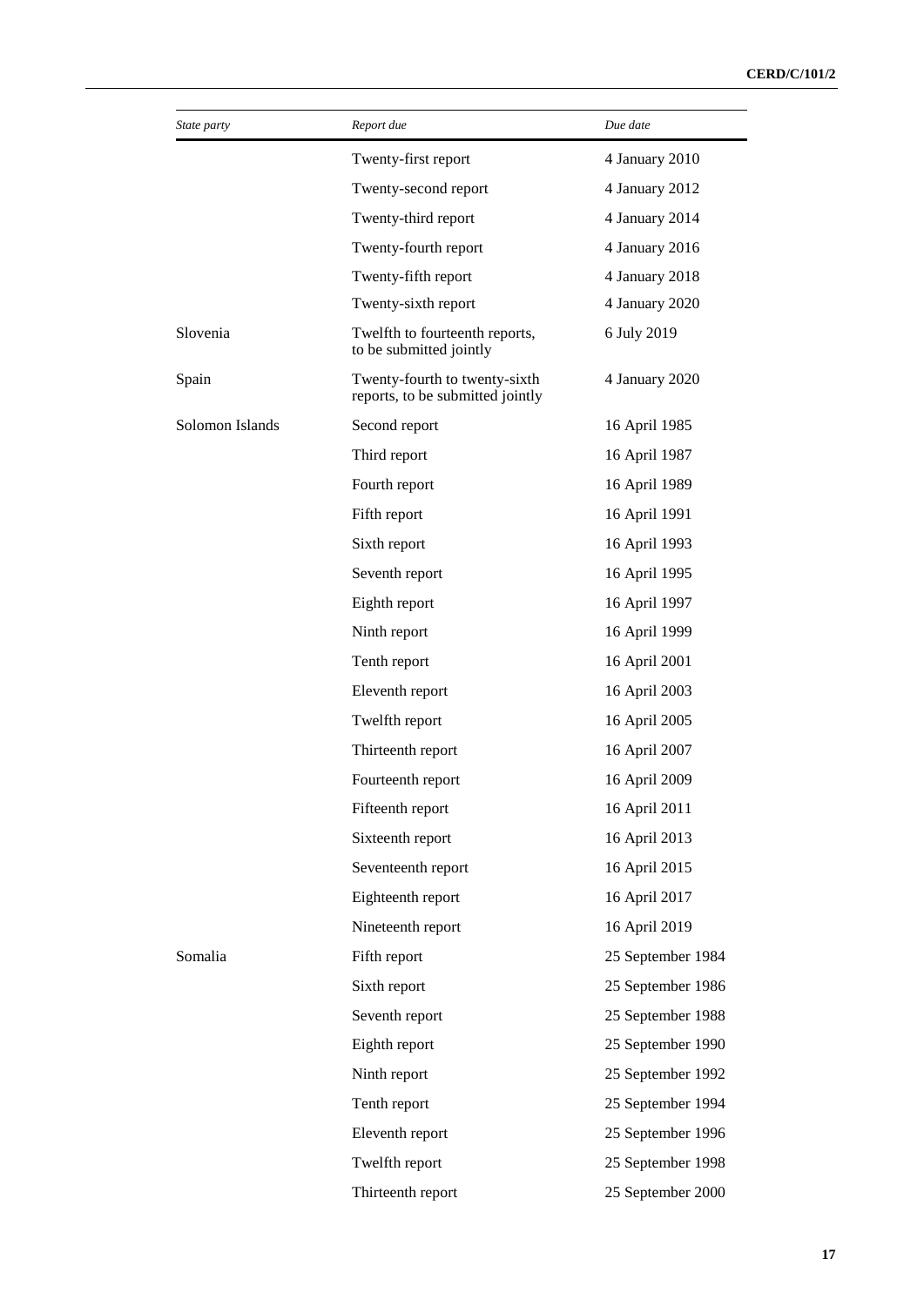| State party | Report due | Due date |
| --- | --- | --- |
| | Twenty-first report | 4 January 2010 |
| | Twenty-second report | 4 January 2012 |
| | Twenty-third report | 4 January 2014 |
| | Twenty-fourth report | 4 January 2016 |
| | Twenty-fifth report | 4 January 2018 |
| | Twenty-sixth report | 4 January 2020 |
| Slovenia | Twelfth to fourteenth reports, to be submitted jointly | 6 July 2019 |
| Spain | Twenty-fourth to twenty-sixth reports, to be submitted jointly | 4 January 2020 |
| Solomon Islands | Second report | 16 April 1985 |
| | Third report | 16 April 1987 |
| | Fourth report | 16 April 1989 |
| | Fifth report | 16 April 1991 |
| | Sixth report | 16 April 1993 |
| | Seventh report | 16 April 1995 |
| | Eighth report | 16 April 1997 |
| | Ninth report | 16 April 1999 |
| | Tenth report | 16 April 2001 |
| | Eleventh report | 16 April 2003 |
| | Twelfth report | 16 April 2005 |
| | Thirteenth report | 16 April 2007 |
| | Fourteenth report | 16 April 2009 |
| | Fifteenth report | 16 April 2011 |
| | Sixteenth report | 16 April 2013 |
| | Seventeenth report | 16 April 2015 |
| | Eighteenth report | 16 April 2017 |
| | Nineteenth report | 16 April 2019 |
| Somalia | Fifth report | 25 September 1984 |
| | Sixth report | 25 September 1986 |
| | Seventh report | 25 September 1988 |
| | Eighth report | 25 September 1990 |
| | Ninth report | 25 September 1992 |
| | Tenth report | 25 September 1994 |
| | Eleventh report | 25 September 1996 |
| | Twelfth report | 25 September 1998 |
| | Thirteenth report | 25 September 2000 |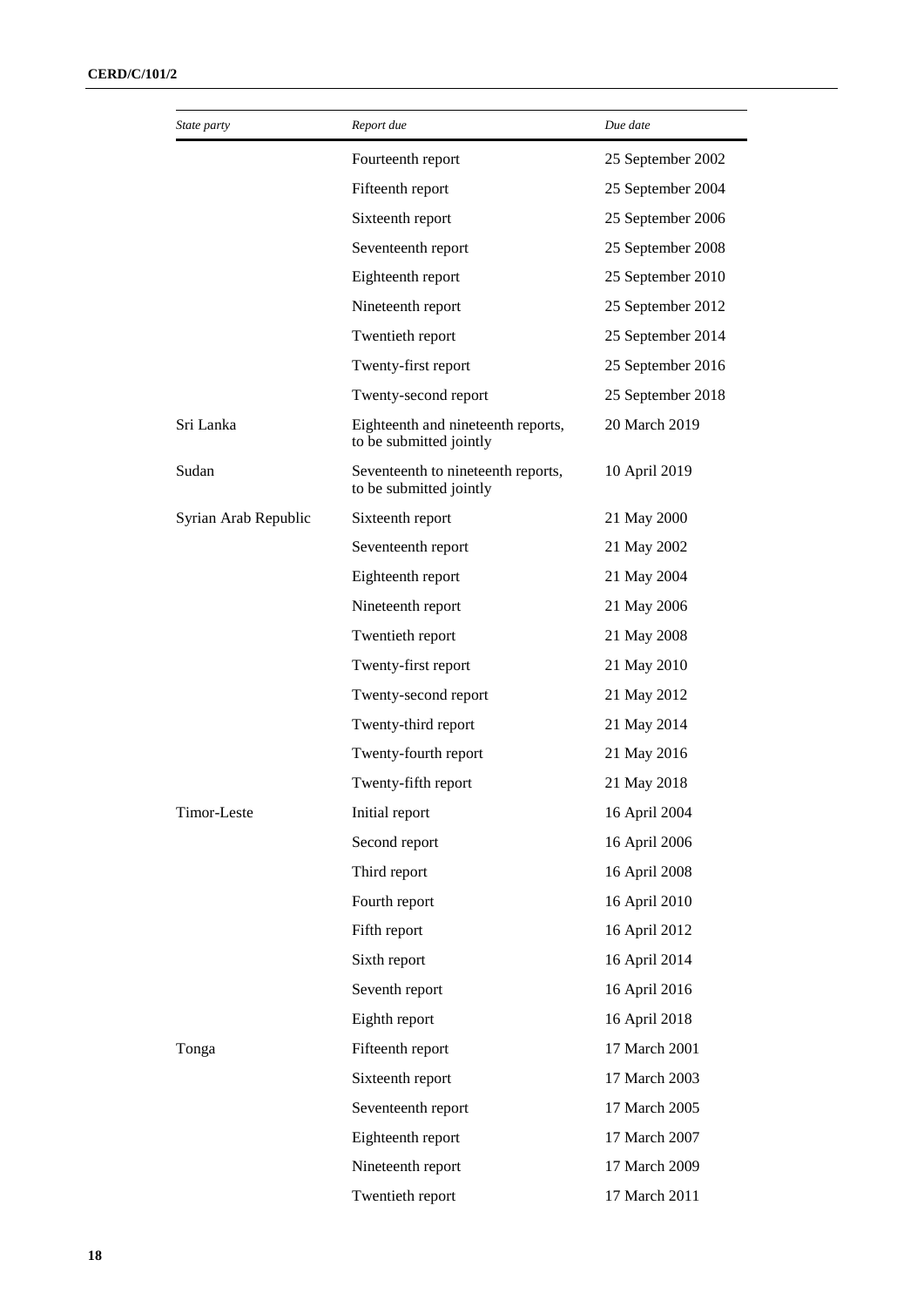| *State party* | *Report due* | *Due date* |
| --- | --- | --- |
| | Fourteenth report | 25 September 2002 |
| | Fifteenth report | 25 September 2004 |
| | Sixteenth report | 25 September 2006 |
| | Seventeenth report | 25 September 2008 |
| | Eighteenth report | 25 September 2010 |
| | Nineteenth report | 25 September 2012 |
| | Twentieth report | 25 September 2014 |
| | Twenty-first report | 25 September 2016 |
| | Twenty-second report | 25 September 2018 |
| Sri Lanka | Eighteenth and nineteenth reports, to be submitted jointly | 20 March 2019 |
| Sudan | Seventeenth to nineteenth reports, to be submitted jointly | 10 April 2019 |
| Syrian Arab Republic | Sixteenth report | 21 May 2000 |
| | Seventeenth report | 21 May 2002 |
| | Eighteenth report | 21 May 2004 |
| | Nineteenth report | 21 May 2006 |
| | Twentieth report | 21 May 2008 |
| | Twenty-first report | 21 May 2010 |
| | Twenty-second report | 21 May 2012 |
| | Twenty-third report | 21 May 2014 |
| | Twenty-fourth report | 21 May 2016 |
| | Twenty-fifth report | 21 May 2018 |
| Timor-Leste | Initial report | 16 April 2004 |
| | Second report | 16 April 2006 |
| | Third report | 16 April 2008 |
| | Fourth report | 16 April 2010 |
| | Fifth report | 16 April 2012 |
| | Sixth report | 16 April 2014 |
| | Seventh report | 16 April 2016 |
| | Eighth report | 16 April 2018 |
| Tonga | Fifteenth report | 17 March 2001 |
| | Sixteenth report | 17 March 2003 |
| | Seventeenth report | 17 March 2005 |
| | Eighteenth report | 17 March 2007 |
| | Nineteenth report | 17 March 2009 |
| | Twentieth report | 17 March 2011 |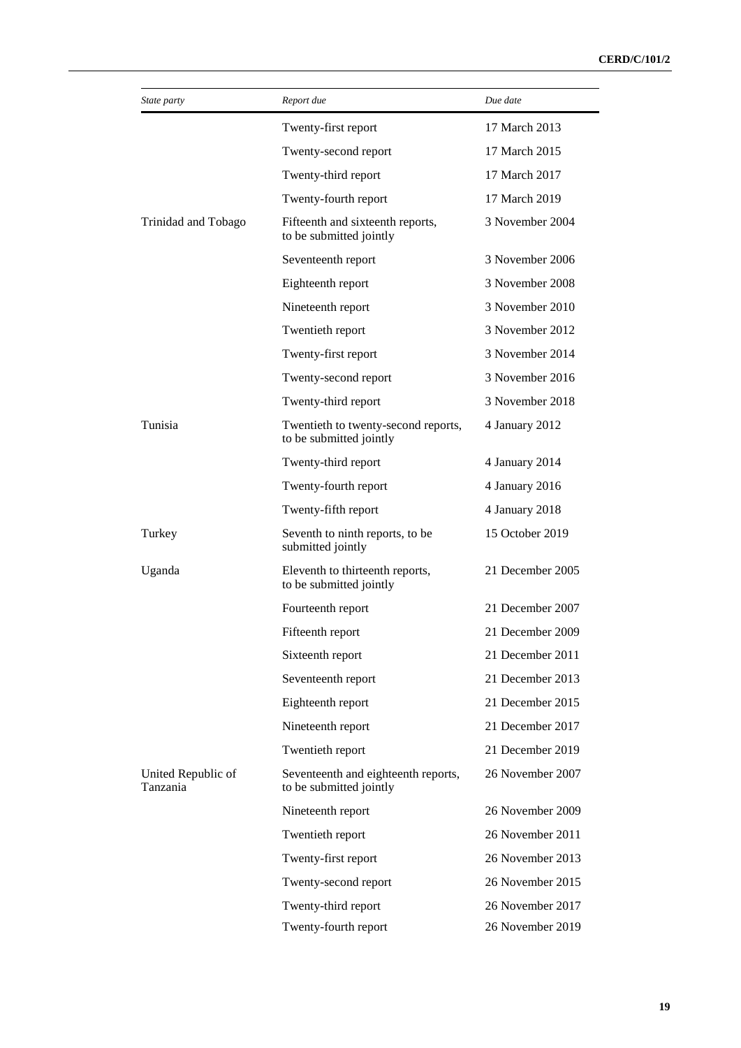| State party | Report due | Due date |
|---|---|---|
| | Twenty-first report | 17 March 2013 |
| | Twenty-second report | 17 March 2015 |
| | Twenty-third report | 17 March 2017 |
| | Twenty-fourth report | 17 March 2019 |
| Trinidad and Tobago | Fifteenth and sixteenth reports, to be submitted jointly | 3 November 2004 |
| | Seventeenth report | 3 November 2006 |
| | Eighteenth report | 3 November 2008 |
| | Nineteenth report | 3 November 2010 |
| | Twentieth report | 3 November 2012 |
| | Twenty-first report | 3 November 2014 |
| | Twenty-second report | 3 November 2016 |
| | Twenty-third report | 3 November 2018 |
| Tunisia | Twentieth to twenty-second reports, to be submitted jointly | 4 January 2012 |
| | Twenty-third report | 4 January 2014 |
| | Twenty-fourth report | 4 January 2016 |
| | Twenty-fifth report | 4 January 2018 |
| Turkey | Seventh to ninth reports, to be submitted jointly | 15 October 2019 |
| Uganda | Eleventh to thirteenth reports, to be submitted jointly | 21 December 2005 |
| | Fourteenth report | 21 December 2007 |
| | Fifteenth report | 21 December 2009 |
| | Sixteenth report | 21 December 2011 |
| | Seventeenth report | 21 December 2013 |
| | Eighteenth report | 21 December 2015 |
| | Nineteenth report | 21 December 2017 |
| | Twentieth report | 21 December 2019 |
| United Republic of Tanzania | Seventeenth and eighteenth reports, to be submitted jointly | 26 November 2007 |
| | Nineteenth report | 26 November 2009 |
| | Twentieth report | 26 November 2011 |
| | Twenty-first report | 26 November 2013 |
| | Twenty-second report | 26 November 2015 |
| | Twenty-third report | 26 November 2017 |
| | Twenty-fourth report | 26 November 2019 |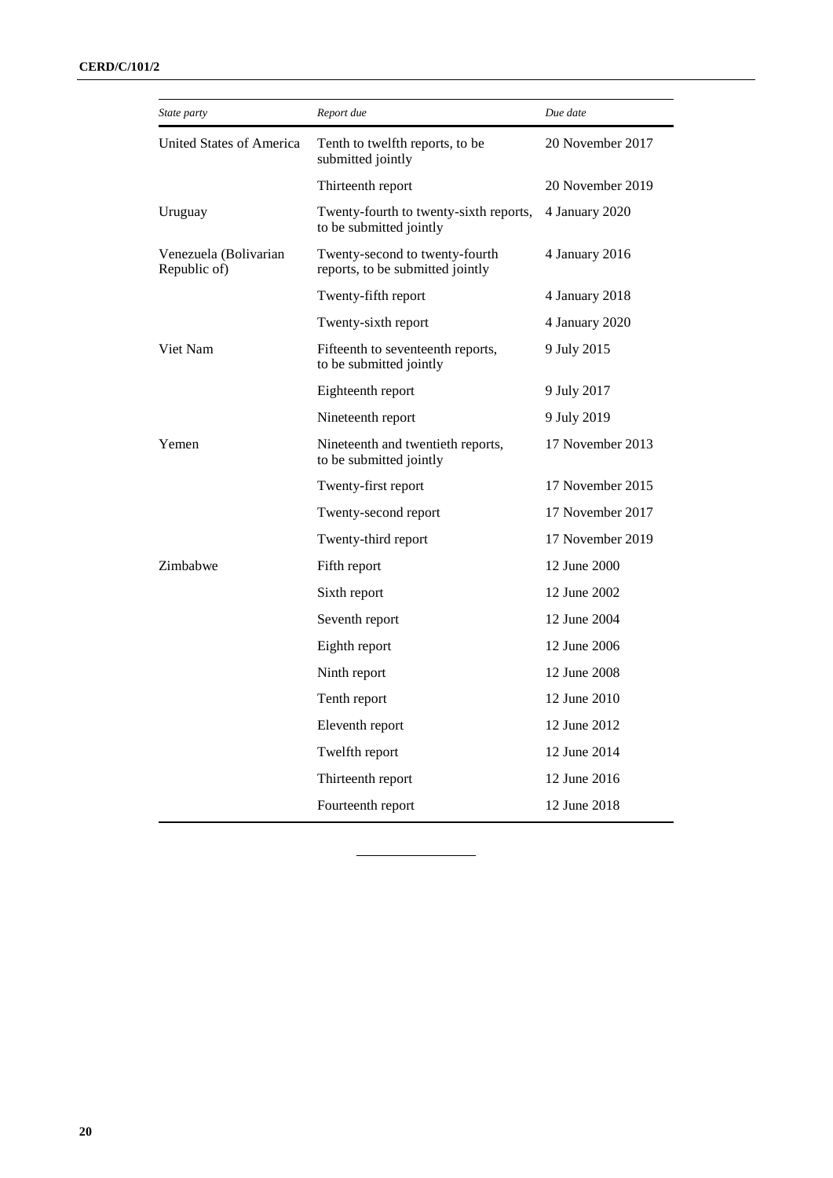| State party | Report due | Due date |
| --- | --- | --- |
| United States of America | Tenth to twelfth reports, to be submitted jointly | 20 November 2017 |
| | Thirteenth report | 20 November 2019 |
| Uruguay | Twenty-fourth to twenty-sixth reports, to be submitted jointly | 4 January 2020 |
| Venezuela (Bolivarian Republic of) | Twenty-second to twenty-fourth reports, to be submitted jointly | 4 January 2016 |
| | Twenty-fifth report | 4 January 2018 |
| | Twenty-sixth report | 4 January 2020 |
| Viet Nam | Fifteenth to seventeenth reports, to be submitted jointly | 9 July 2015 |
| | Eighteenth report | 9 July 2017 |
| | Nineteenth report | 9 July 2019 |
| Yemen | Nineteenth and twentieth reports, to be submitted jointly | 17 November 2013 |
| | Twenty-first report | 17 November 2015 |
| | Twenty-second report | 17 November 2017 |
| | Twenty-third report | 17 November 2019 |
| Zimbabwe | Fifth report | 12 June 2000 |
| | Sixth report | 12 June 2002 |
| | Seventh report | 12 June 2004 |
| | Eighth report | 12 June 2006 |
| | Ninth report | 12 June 2008 |
| | Tenth report | 12 June 2010 |
| | Eleventh report | 12 June 2012 |
| | Twelfth report | 12 June 2014 |
| | Thirteenth report | 12 June 2016 |
| | Fourteenth report | 12 June 2018 |